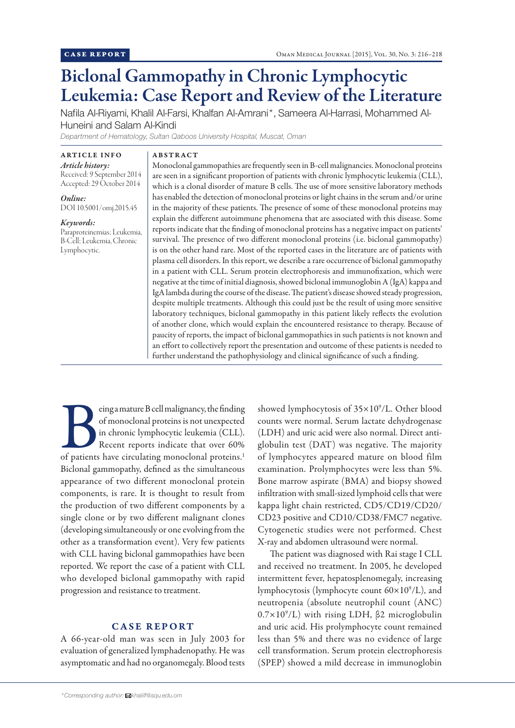CASE REPORT

# Biclonal Gammopathy in Chronic Lymphocytic Leukemia: Case Report and Review of the Literature

Nafila Al-Riyami, Khalil Al-Farsi, Khalfan Al-Amrani*, Sameera Al-Harrasi, Mohammed Al-Huneini and Salam Al-Kindi

*Department of Hematology, Sultan Qaboos University Hospital, Muscat, Oman*

**ARTICLE INFO**

*Article history:*
Received: 9 September 2014
Accepted: 29 October 2014

*Online:*
DOI 10.5001/omj.2015.45

*Keywords:*
Paraproteinemias; Leukemia, B-Cell; Leukemia, Chronic Lymphocytic.

**ABSTRACT**

Monoclonal gammopathies are frequently seen in B-cell malignancies. Monoclonal proteins are seen in a significant proportion of patients with chronic lymphocytic leukemia (CLL), which is a clonal disorder of mature B cells. The use of more sensitive laboratory methods has enabled the detection of monoclonal proteins or light chains in the serum and/or urine in the majority of these patients. The presence of some of these monoclonal proteins may explain the different autoimmune phenomena that are associated with this disease. Some reports indicate that the finding of monoclonal proteins has a negative impact on patients' survival. The presence of two different monoclonal proteins (i.e. biclonal gammopathy) is on the other hand rare. Most of the reported cases in the literature are of patients with plasma cell disorders. In this report, we describe a rare occurrence of biclonal gammopathy in a patient with CLL. Serum protein electrophoresis and immunofixation, which were negative at the time of initial diagnosis, showed biclonal immunoglobin A (IgA) kappa and IgA lambda during the course of the disease. The patient's disease showed steady progression, despite multiple treatments. Although this could just be the result of using more sensitive laboratory techniques, biclonal gammopathy in this patient likely reflects the evolution of another clone, which would explain the encountered resistance to therapy. Because of paucity of reports, the impact of biclonal gammopathies in such patients is not known and an effort to collectively report the presentation and outcome of these patients is needed to further understand the pathophysiology and clinical significance of such a finding.

Being a mature B cell malignancy, the finding of monoclonal proteins is not unexpected in chronic lymphocytic leukemia (CLL). Recent reports indicate that over 60% of patients have circulating monoclonal proteins.[1] Biclonal gammopathy, defined as the simultaneous appearance of two different monoclonal protein components, is rare. It is thought to result from the production of two different components by a single clone or by two different malignant clones (developing simultaneously or one evolving from the other as a transformation event). Very few patients with CLL having biclonal gammopathies have been reported. We report the case of a patient with CLL who developed biclonal gammopathy with rapid progression and resistance to treatment.

## CASE REPORT

A 66-year-old man was seen in July 2003 for evaluation of generalized lymphadenopathy. He was asymptomatic and had no organomegaly. Blood tests showed lymphocytosis of $35\times10^9$/L. Other blood counts were normal. Serum lactate dehydrogenase (LDH) and uric acid were also normal. Direct anti-globulin test (DAT) was negative. The majority of lymphocytes appeared mature on blood film examination. Prolymphocytes were less than 5%. Bone marrow aspirate (BMA) and biopsy showed infiltration with small-sized lymphoid cells that were kappa light chain restricted, CD5/CD19/CD20/CD23 positive and CD10/CD38/FMC7 negative. Cytogenetic studies were not performed. Chest X-ray and abdomen ultrasound were normal.

The patient was diagnosed with Rai stage I CLL and received no treatment. In 2005, he developed intermittent fever, hepatosplenomegaly, increasing lymphocytosis (lymphocyte count $60\times10^9$/L), and neutropenia (absolute neutrophil count (ANC) $0.7\times10^9$/L) with rising LDH, β2 microglobulin and uric acid. His prolymphocyte count remained less than 5% and there was no evidence of large cell transformation. Serum protein electrophoresis (SPEP) showed a mild decrease in immunoglobin

*Corresponding author: khalilf@squ.edu.om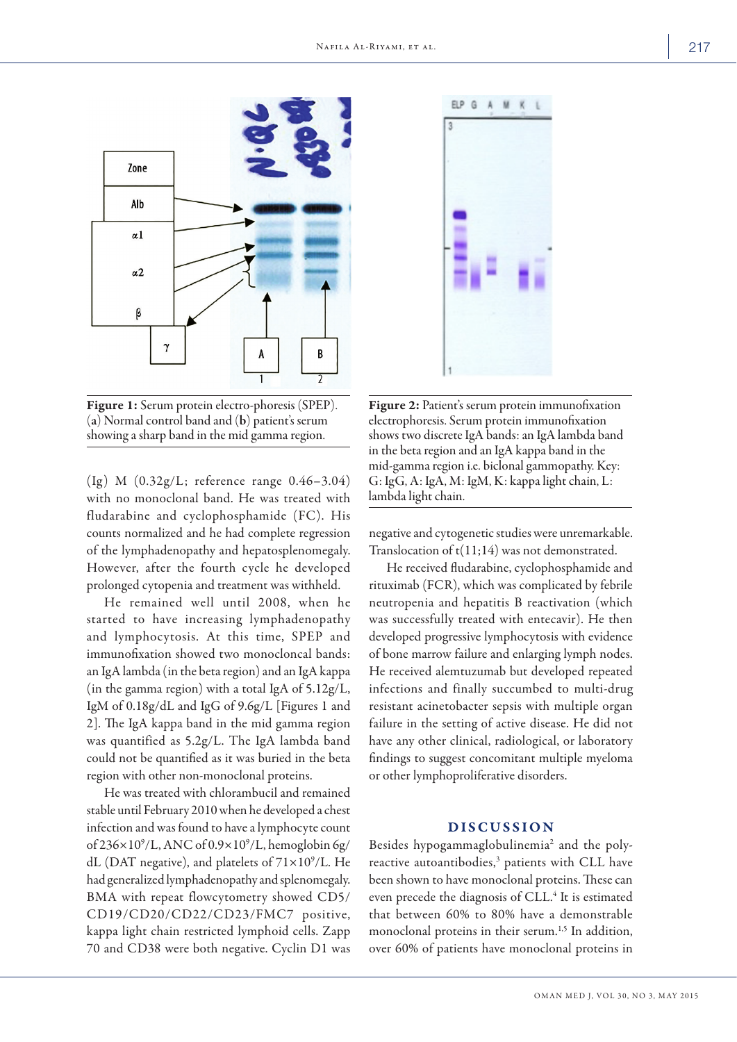Figure 1: Serum protein electro-phoresis (SPEP). (a) Normal control band and (b) patient's serum showing a sharp band in the mid gamma region.

Figure 2: Patient's serum protein immunofixation electrophoresis. Serum protein immunofixation shows two discrete IgA bands: an IgA lambda band in the beta region and an IgA kappa band in the mid-gamma region i.e. biclonal gammopathy. Key: G: IgG, A: IgA, M: IgM, K: kappa light chain, L: lambda light chain.

(Ig) M (0.32g/L; reference range 0.46–3.04) with no monoclonal band. He was treated with fludarabine and cyclophosphamide (FC). His counts normalized and he had complete regression of the lymphadenopathy and hepatosplenomegaly. However, after the fourth cycle he developed prolonged cytopenia and treatment was withheld.

He remained well until 2008, when he started to have increasing lymphadenopathy and lymphocytosis. At this time, SPEP and immunofixation showed two monoclonal bands: an IgA lambda (in the beta region) and an IgA kappa (in the gamma region) with a total IgA of 5.12g/L, IgM of 0.18g/dL and IgG of 9.6g/L [Figures 1 and 2]. The IgA kappa band in the mid gamma region was quantified as 5.2g/L. The IgA lambda band could not be quantified as it was buried in the beta region with other non-monoclonal proteins.

He was treated with chlorambucil and remained stable until February 2010 when he developed a chest infection and was found to have a lymphocyte count of $236\times10^9$/L, ANC of $0.9\times10^9$/L, hemoglobin 6g/dL (DAT negative), and platelets of $71\times10^9$/L. He had generalized lymphadenopathy and splenomegaly. BMA with repeat flowcytometry showed CD5/CD19/CD20/CD22/CD23/FMC7 positive, kappa light chain restricted lymphoid cells. Zapp 70 and CD38 were both negative. Cyclin D1 was negative and cytogenetic studies were unremarkable. Translocation of t(11;14) was not demonstrated.

He received fludarabine, cyclophosphamide and rituximab (FCR), which was complicated by febrile neutropenia and hepatitis B reactivation (which was successfully treated with entecavir). He then developed progressive lymphocytosis with evidence of bone marrow failure and enlarging lymph nodes. He received alemtuzumab but developed repeated infections and finally succumbed to multi-drug resistant acinetobacter sepsis with multiple organ failure in the setting of active disease. He did not have any other clinical, radiological, or laboratory findings to suggest concomitant multiple myeloma or other lymphoproliferative disorders.

## DISCUSSION

Besides hypogammaglobulinemia[2] and the poly-reactive autoantibodies,[3] patients with CLL have been shown to have monoclonal proteins. These can even precede the diagnosis of CLL.[4] It is estimated that between 60% to 80% have a demonstrable monoclonal proteins in their serum.[1,5] In addition, over 60% of patients have monoclonal proteins in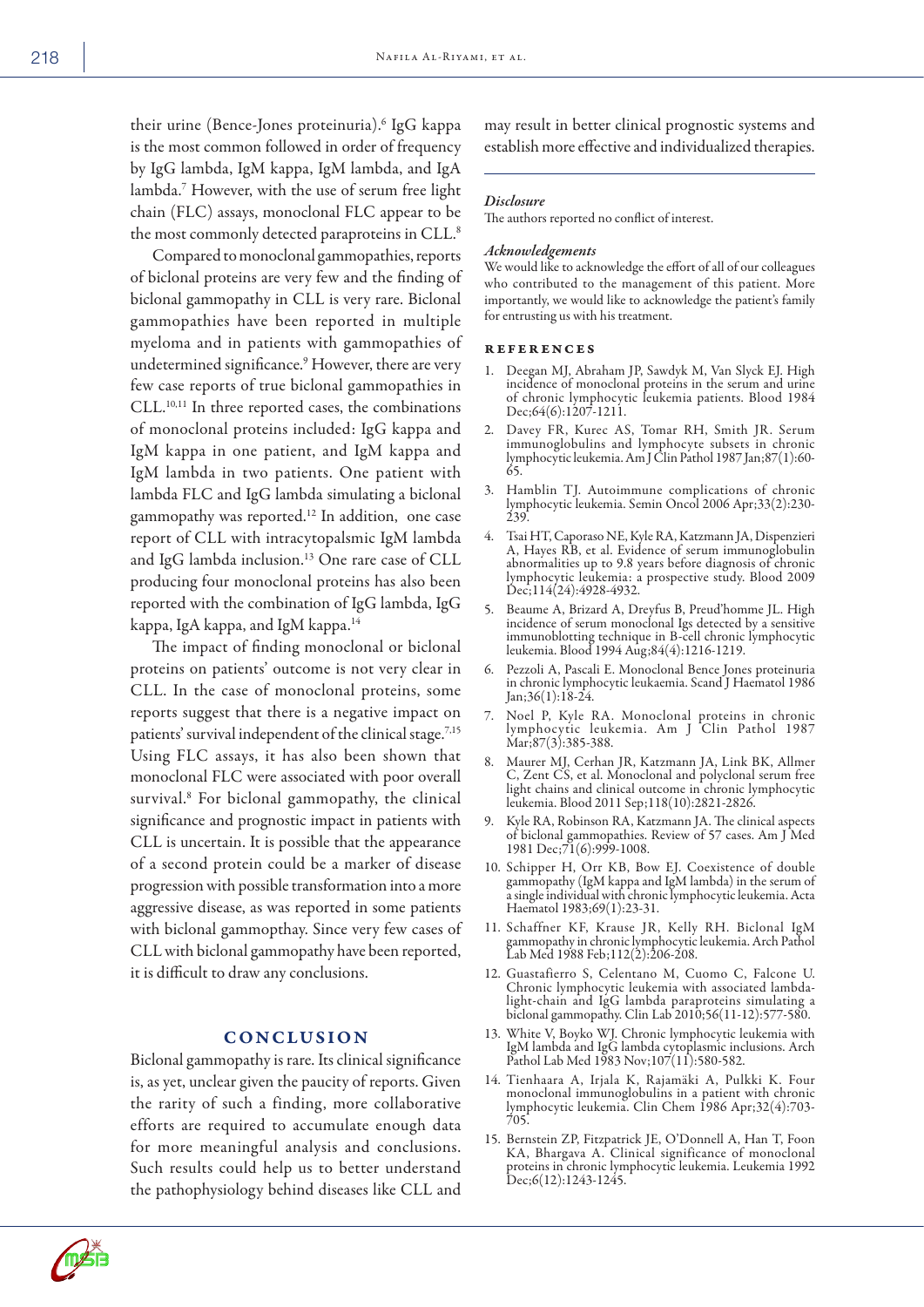their urine (Bence-Jones proteinuria).[6] IgG kappa is the most common followed in order of frequency by IgG lambda, IgM kappa, IgM lambda, and IgA lambda.[7] However, with the use of serum free light chain (FLC) assays, monoclonal FLC appear to be the most commonly detected paraproteins in CLL.[8]

Compared to monoclonal gammopathies, reports of biclonal proteins are very few and the finding of biclonal gammopathy in CLL is very rare. Biclonal gammopathies have been reported in multiple myeloma and in patients with gammopathies of undetermined significance.[9] However, there are very few case reports of true biclonal gammopathies in CLL.[10,11] In three reported cases, the combinations of monoclonal proteins included: IgG kappa and IgM kappa in one patient, and IgM kappa and IgM lambda in two patients. One patient with lambda FLC and IgG lambda simulating a biclonal gammopathy was reported.[12] In addition, one case report of CLL with intracytopalsmic IgM lambda and IgG lambda inclusion.[13] One rare case of CLL producing four monoclonal proteins has also been reported with the combination of IgG lambda, IgG kappa, IgA kappa, and IgM kappa.[14]

The impact of finding monoclonal or biclonal proteins on patients' outcome is not very clear in CLL. In the case of monoclonal proteins, some reports suggest that there is a negative impact on patients' survival independent of the clinical stage.[7,15] Using FLC assays, it has also been shown that monoclonal FLC were associated with poor overall survival.[8] For biclonal gammopathy, the clinical significance and prognostic impact in patients with CLL is uncertain. It is possible that the appearance of a second protein could be a marker of disease progression with possible transformation into a more aggressive disease, as was reported in some patients with biclonal gammopthay. Since very few cases of CLL with biclonal gammopathy have been reported, it is difficult to draw any conclusions.

## CONCLUSION

Biclonal gammopathy is rare. Its clinical significance is, as yet, unclear given the paucity of reports. Given the rarity of such a finding, more collaborative efforts are required to accumulate enough data for more meaningful analysis and conclusions. Such results could help us to better understand the pathophysiology behind diseases like CLL and may result in better clinical prognostic systems and establish more effective and individualized therapies.

### *Disclosure*

The authors reported no conflict of interest.

### *Acknowledgements*

We would like to acknowledge the effort of all of our colleagues who contributed to the management of this patient. More importantly, we would like to acknowledge the patient's family for entrusting us with his treatment.

## REFERENCES

1. Deegan MJ, Abraham JP, Sawdyk M, Van Slyck EJ. High incidence of monoclonal proteins in the serum and urine of chronic lymphocytic leukemia patients. Blood 1984 Dec;64(6):1207-1211.
2. Davey FR, Kurec AS, Tomar RH, Smith JR. Serum immunoglobulins and lymphocyte subsets in chronic lymphocytic leukemia. Am J Clin Pathol 1987 Jan;87(1):60-65.
3. Hamblin TJ. Autoimmune complications of chronic lymphocytic leukemia. Semin Oncol 2006 Apr;33(2):230-239.
4. Tsai HT, Caporaso NE, Kyle RA, Katzmann JA, Dispenzieri A, Hayes RB, et al. Evidence of serum immunoglobulin abnormalities up to 9.8 years before diagnosis of chronic lymphocytic leukemia: a prospective study. Blood 2009 Dec;114(24):4928-4932.
5. Beaume A, Brizard A, Dreyfus B, Preud'homme JL. High incidence of serum monoclonal Igs detected by a sensitive immunoblotting technique in B-cell chronic lymphocytic leukemia. Blood 1994 Aug;84(4):1216-1219.
6. Pezzoli A, Pascali E. Monoclonal Bence Jones proteinuria in chronic lymphocytic leukaemia. Scand J Haematol 1986 Jan;36(1):18-24.
7. Noel P, Kyle RA. Monoclonal proteins in chronic lymphocytic leukemia. Am J Clin Pathol 1987 Mar;87(3):385-388.
8. Maurer MJ, Cerhan JR, Katzmann JA, Link BK, Allmer C, Zent CS, et al. Monoclonal and polyclonal serum free light chains and clinical outcome in chronic lymphocytic leukemia. Blood 2011 Sep;118(10):2821-2826.
9. Kyle RA, Robinson RA, Katzmann JA. The clinical aspects of biclonal gammopathies. Review of 57 cases. Am J Med 1981 Dec;71(6):999-1008.
10. Schipper H, Orr KB, Bow EJ. Coexistence of double gammopathy (IgM kappa and IgM lambda) in the serum of a single individual with chronic lymphocytic leukemia. Acta Haematol 1983;69(1):23-31.
11. Schaffner KF, Krause JR, Kelly RH. Biclonal IgM gammopathy in chronic lymphocytic leukemia. Arch Pathol Lab Med 1988 Feb;112(2):206-208.
12. Guastafierro S, Celentano M, Cuomo C, Falcone U. Chronic lymphocytic leukemia with associated lambda-light-chain and IgG lambda paraproteins simulating a biclonal gammopathy. Clin Lab 2010;56(11-12):577-580.
13. White V, Boyko WJ. Chronic lymphocytic leukemia with IgM lambda and IgG lambda cytoplasmic inclusions. Arch Pathol Lab Med 1983 Nov;107(11):580-582.
14. Tienhaara A, Irjala K, Rajamäki A, Pulkki K. Four monoclonal immunoglobulins in a patient with chronic lymphocytic leukemia. Clin Chem 1986 Apr;32(4):703-705.
15. Bernstein ZP, Fitzpatrick JE, O'Donnell A, Han T, Foon KA, Bhargava A. Clinical significance of monoclonal proteins in chronic lymphocytic leukemia. Leukemia 1992 Dec;6(12):1243-1245.